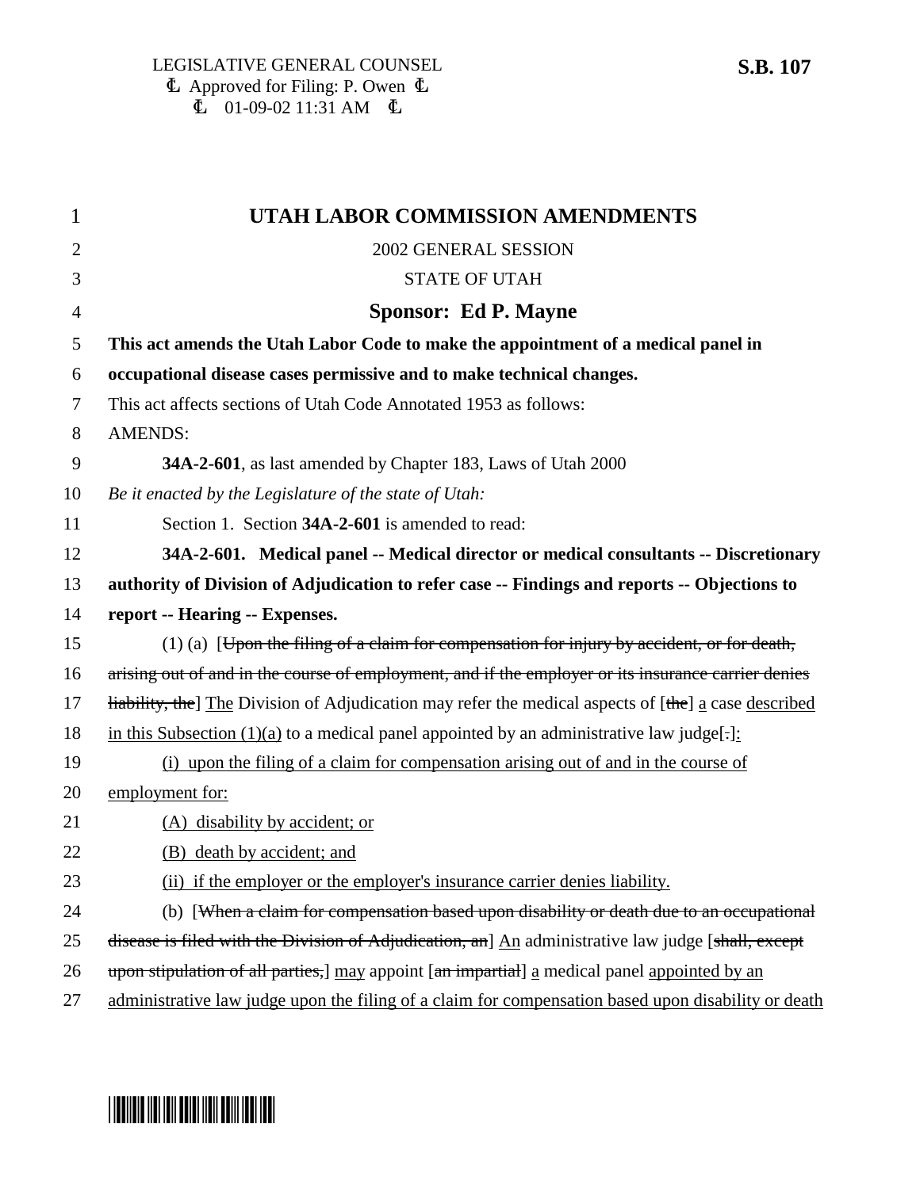LEGISLATIVE GENERAL COUNSEL
Approved for Filing: P. Owen
01-09-02 11:31 AM

**S.B. 107**

# UTAH LABOR COMMISSION AMENDMENTS

2002 GENERAL SESSION

STATE OF UTAH

## Sponsor: Ed P. Mayne

**This act amends the Utah Labor Code to make the appointment of a medical panel in occupational disease cases permissive and to make technical changes.**

This act affects sections of Utah Code Annotated 1953 as follows:

AMENDS:

**34A-2-601**, as last amended by Chapter 183, Laws of Utah 2000

*Be it enacted by the Legislature of the state of Utah:*

Section 1. Section **34A-2-601** is amended to read:

**34A-2-601. Medical panel -- Medical director or medical consultants -- Discretionary authority of Division of Adjudication to refer case -- Findings and reports -- Objections to report -- Hearing -- Expenses.**

(1) (a) [~~Upon the filing of a claim for compensation for injury by accident, or for death, arising out of and in the course of employment, and if the employer or its insurance carrier denies liability, the~~] The Division of Adjudication may refer the medical aspects of [~~the~~] a case described in this Subsection (1)(a) to a medical panel appointed by an administrative law judge[~~.~~]:

(i) upon the filing of a claim for compensation arising out of and in the course of employment for:

(A) disability by accident; or

(B) death by accident; and

(ii) if the employer or the employer's insurance carrier denies liability.

(b) [~~When a claim for compensation based upon disability or death due to an occupational disease is filed with the Division of Adjudication, an~~] An administrative law judge [~~shall, except upon stipulation of all parties,~~] may appoint [~~an impartial~~] a medical panel appointed by an administrative law judge upon the filing of a claim for compensation based upon disability or death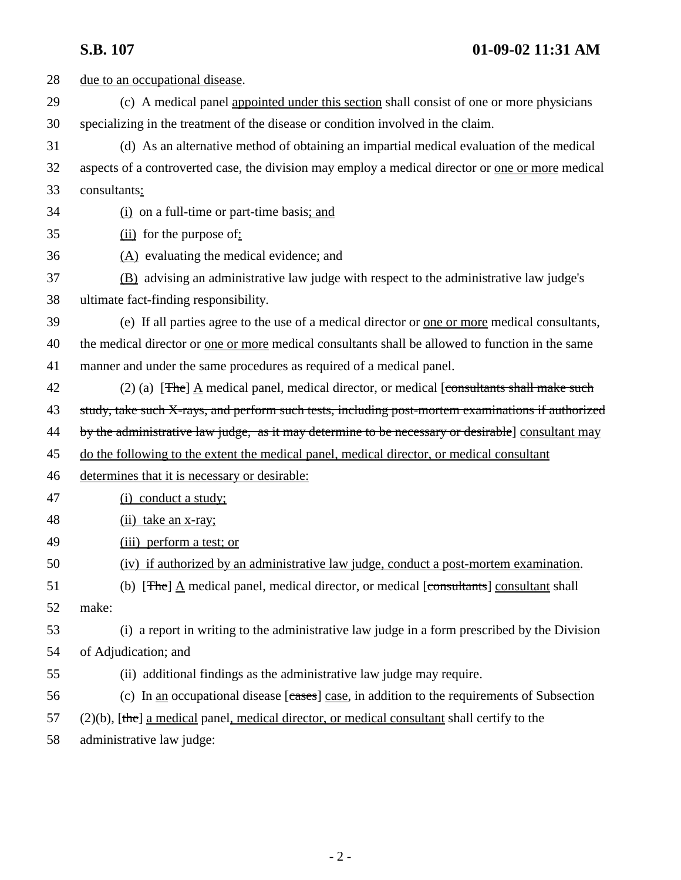28 due to an occupational disease.

29 (c) A medical panel appointed under this section shall consist of one or more physicians

30 specializing in the treatment of the disease or condition involved in the claim.

31 (d) As an alternative method of obtaining an impartial medical evaluation of the medical

32 aspects of a controverted case, the division may employ a medical director or one or more medical

33 consultants:

34 (i) on a full-time or part-time basis; and

35 (ii) for the purpose of:

36 (A) evaluating the medical evidence; and

37 (B) advising an administrative law judge with respect to the administrative law judge's

38 ultimate fact-finding responsibility.

39 (e) If all parties agree to the use of a medical director or one or more medical consultants,

40 the medical director or one or more medical consultants shall be allowed to function in the same

41 manner and under the same procedures as required of a medical panel.

42 (2) (a) [~~The~~] A medical panel, medical director, or medical [~~consultants shall make such~~

43 ~~study, take such X-rays, and perform such tests, including post-mortem examinations if authorized~~

44 ~~by the administrative law judge, as it may determine to be necessary or desirable~~] consultant may

45 do the following to the extent the medical panel, medical director, or medical consultant

46 determines that it is necessary or desirable:

47 (i) conduct a study;

48 (ii) take an x-ray;

49 (iii) perform a test; or

50 (iv) if authorized by an administrative law judge, conduct a post-mortem examination.

51 (b) [~~The~~] A medical panel, medical director, or medical [~~consultants~~] consultant shall

52 make:

53 (i) a report in writing to the administrative law judge in a form prescribed by the Division

54 of Adjudication; and

55 (ii) additional findings as the administrative law judge may require.

56 (c) In an occupational disease [~~cases~~] case, in addition to the requirements of Subsection

57 (2)(b), [~~the~~] a medical panel, medical director, or medical consultant shall certify to the

58 administrative law judge: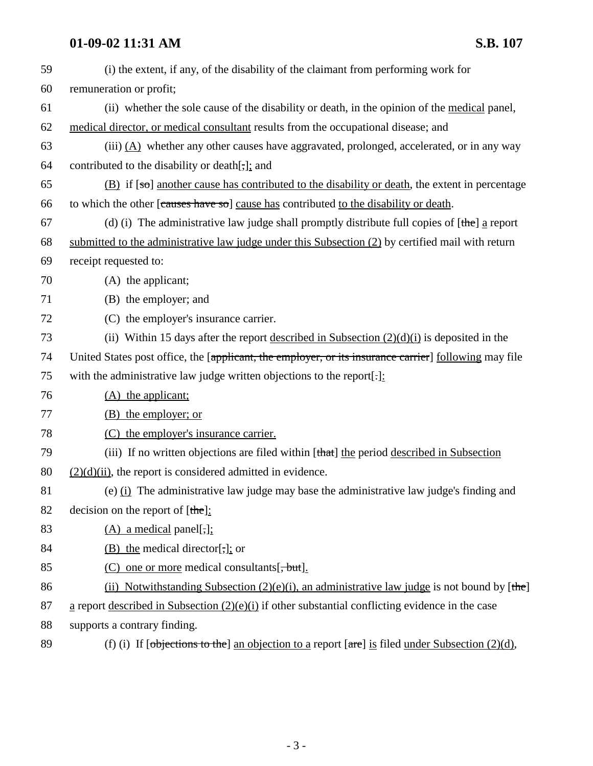59 (i) the extent, if any, of the disability of the claimant from performing work for
60 remuneration or profit;

61 (ii) whether the sole cause of the disability or death, in the opinion of the <u>medical</u> panel,
62 <u>medical director, or medical consultant</u> results from the occupational disease; and

63 (iii) <u>(A)</u> whether any other causes have aggravated, prolonged, accelerated, or in any way
64 contributed to the disability or death[~~;~~]<u>;</u> and

65 <u>(B)</u> if [~~so~~] <u>another cause has contributed to the disability or death</u>, the extent in percentage
66 to which the other [~~causes have so~~] <u>cause has</u> contributed <u>to the disability or death</u>.

67 (d) (i) The administrative law judge shall promptly distribute full copies of [~~the~~] <u>a</u> report
68 <u>submitted to the administrative law judge under this Subsection (2)</u> by certified mail with return
69 receipt requested to:

70 (A) the applicant;

71 (B) the employer; and

72 (C) the employer's insurance carrier.

73 (ii) Within 15 days after the report <u>described in Subsection (2)(d)(i)</u> is deposited in the
74 United States post office, the [~~applicant, the employer, or its insurance carrier~~] <u>following</u> may file
75 with the administrative law judge written objections to the report[~~.~~]<u>:</u>

76 <u>(A) the applicant;</u>

77 <u>(B) the employer; or</u>

78 <u>(C) the employer's insurance carrier.</u>

79 (iii) If no written objections are filed within [~~that~~] <u>the</u> period <u>described in Subsection</u>
80 <u>(2)(d)(ii)</u>, the report is considered admitted in evidence.

81 (e) <u>(i)</u> The administrative law judge may base the administrative law judge's finding and
82 decision on the report of [~~the~~]<u>:</u>

83 <u>(A) a medical</u> panel[~~,~~]<u>;</u>

84 <u>(B) the</u> medical director[~~,~~]<u>;</u> or

85 <u>(C) one or more</u> medical consultants[~~, but~~]<u>.</u>

86 <u>(ii) Notwithstanding Subsection (2)(e)(i), an administrative law judge</u> is not bound by [~~the~~]
87 <u>a</u> report <u>described in Subsection (2)(e)(i)</u> if other substantial conflicting evidence in the case
88 supports a contrary finding.

89 (f) (i) If [~~objections to the~~] <u>an objection to a</u> report [~~are~~] <u>is</u> filed <u>under Subsection (2)(d)</u>,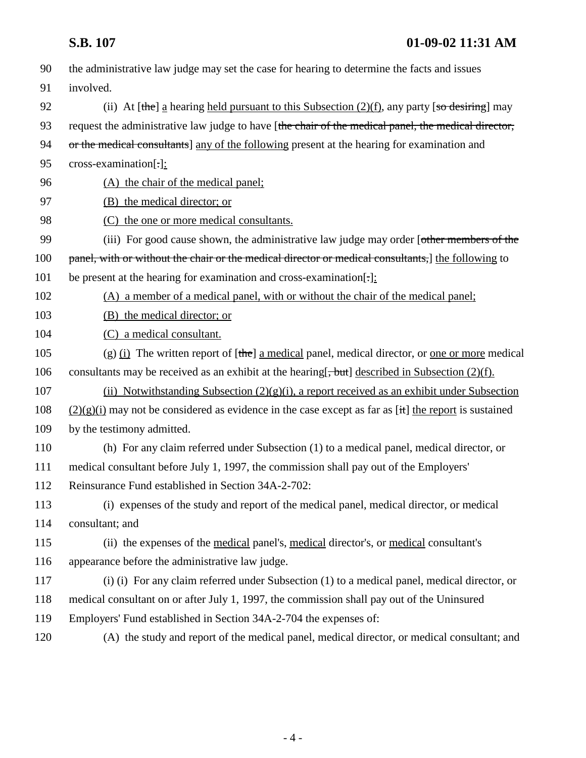90 the administrative law judge may set the case for hearing to determine the facts and issues

91 involved.

92 (ii) At [~~the~~] a hearing held pursuant to this Subsection (2)(f), any party [~~so desiring~~] may

93 request the administrative law judge to have [~~the chair of the medical panel, the medical director,~~

94 ~~or the medical consultants~~] any of the following present at the hearing for examination and

95 cross-examination[~~.~~]:

96 (A) the chair of the medical panel;

97 (B) the medical director; or

98 (C) the one or more medical consultants.

99 (iii) For good cause shown, the administrative law judge may order [~~other members of the~~

100 ~~panel, with or without the chair or the medical director or medical consultants,~~] the following to

101 be present at the hearing for examination and cross-examination[~~.~~]:

102 (A) a member of a medical panel, with or without the chair of the medical panel;

103 (B) the medical director; or

104 (C) a medical consultant.

105 (g) (i) The written report of [~~the~~] a medical panel, medical director, or one or more medical

106 consultants may be received as an exhibit at the hearing[~~, but~~] described in Subsection (2)(f).

107 (ii) Notwithstanding Subsection (2)(g)(i), a report received as an exhibit under Subsection

108 (2)(g)(i) may not be considered as evidence in the case except as far as [~~it~~] the report is sustained

109 by the testimony admitted.

110 (h) For any claim referred under Subsection (1) to a medical panel, medical director, or

111 medical consultant before July 1, 1997, the commission shall pay out of the Employers'

112 Reinsurance Fund established in Section 34A-2-702:

113 (i) expenses of the study and report of the medical panel, medical director, or medical

114 consultant; and

115 (ii) the expenses of the medical panel's, medical director's, or medical consultant's

116 appearance before the administrative law judge.

117 (i) (i) For any claim referred under Subsection (1) to a medical panel, medical director, or

118 medical consultant on or after July 1, 1997, the commission shall pay out of the Uninsured

119 Employers' Fund established in Section 34A-2-704 the expenses of:

120 (A) the study and report of the medical panel, medical director, or medical consultant; and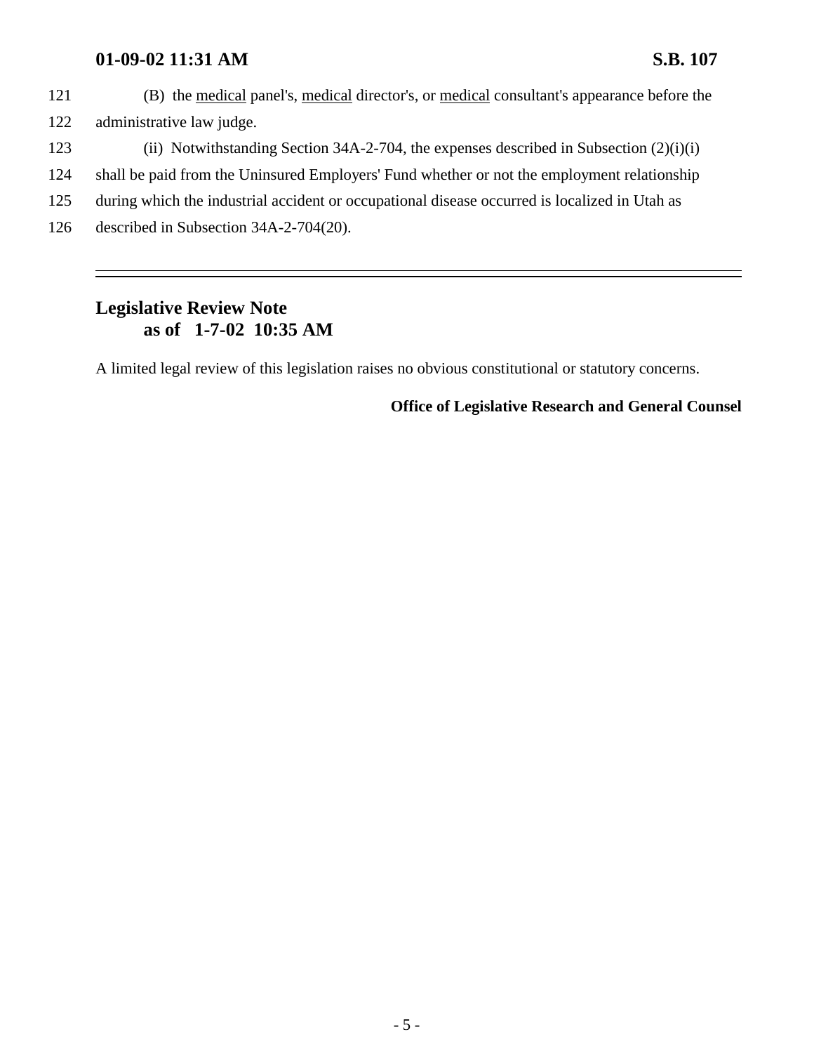121 (B) the <u>medical</u> panel's, <u>medical</u> director's, or <u>medical</u> consultant's appearance before the
122 administrative law judge.
123 (ii) Notwithstanding Section 34A-2-704, the expenses described in Subsection (2)(i)(i)
124 shall be paid from the Uninsured Employers' Fund whether or not the employment relationship
125 during which the industrial accident or occupational disease occurred is localized in Utah as
126 described in Subsection 34A-2-704(20).

---

## Legislative Review Note
### as of 1-7-02 10:35 AM

A limited legal review of this legislation raises no obvious constitutional or statutory concerns.

**Office of Legislative Research and General Counsel**